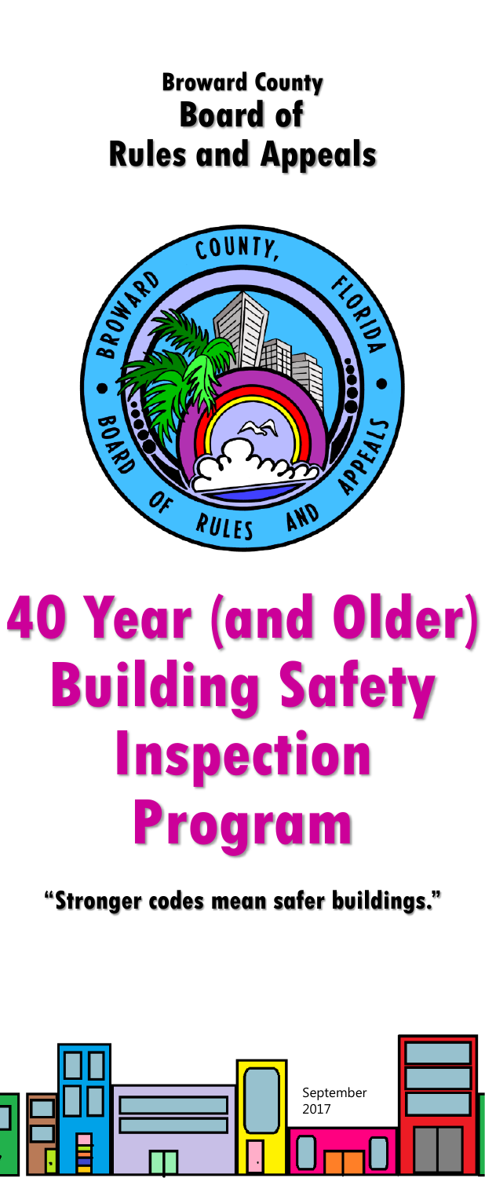# Broward County Board of Rules and Appeals

# 40 Year (and Older) Building Safety Inspection Program

**"Stronger codes mean safer buildings."**

September 2017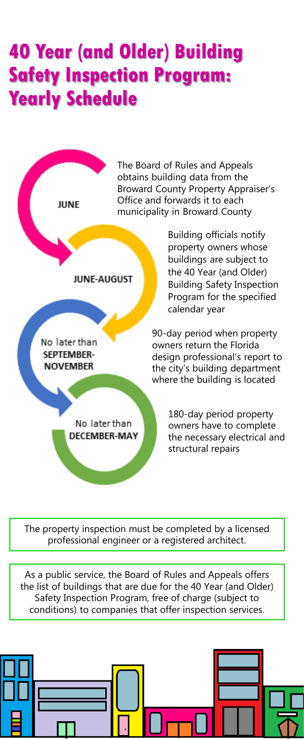# 40 Year (and Older) Building Safety Inspection Program: Yearly Schedule

**JUNE**

The Board of Rules and Appeals obtains building data from the Broward County Property Appraiser's Office and forwards it to each municipality in Broward County

**JUNE-AUGUST**

Building officials notify property owners whose buildings are subject to the 40 Year (and Older) Building Safety Inspection Program for the specified calendar year

No later than **SEPTEMBER-NOVEMBER**

90-day period when property owners return the Florida design professional's report to the city's building department where the building is located

No later than **DECEMBER-MAY**

180-day period property owners have to complete the necessary electrical and structural repairs

The property inspection must be completed by a licensed professional engineer or a registered architect.

As a public service, the Board of Rules and Appeals offers the list of buildings that are due for the 40 Year (and Older) Safety Inspection Program, free of charge (subject to conditions) to companies that offer inspection services.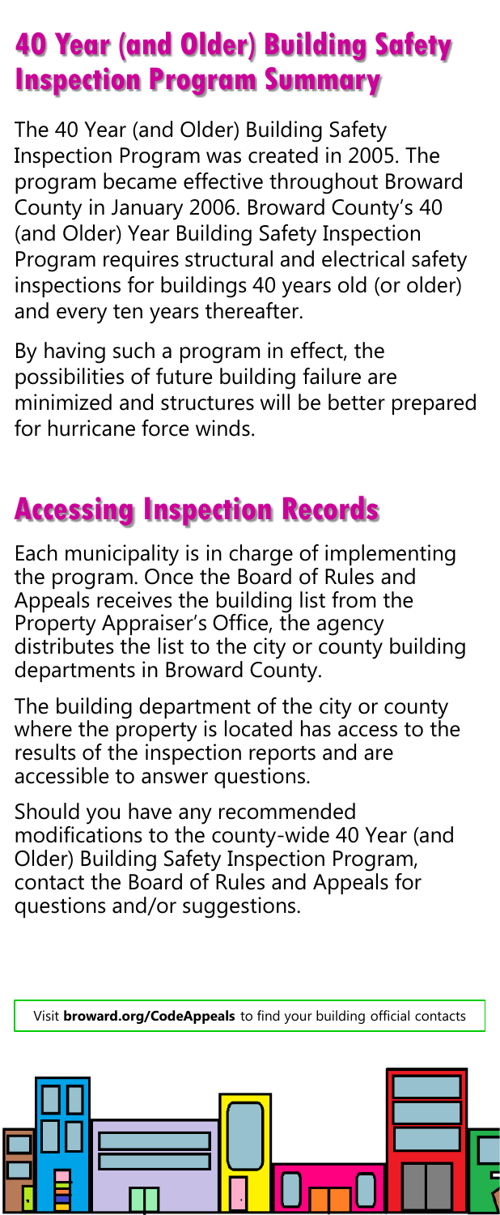## 40 Year (and Older) Building Safety Inspection Program Summary

The 40 Year (and Older) Building Safety Inspection Program was created in 2005. The program became effective throughout Broward County in January 2006. Broward County's 40 (and Older) Year Building Safety Inspection Program requires structural and electrical safety inspections for buildings 40 years old (or older) and every ten years thereafter.

By having such a program in effect, the possibilities of future building failure are minimized and structures will be better prepared for hurricane force winds.

## Accessing Inspection Records

Each municipality is in charge of implementing the program. Once the Board of Rules and Appeals receives the building list from the Property Appraiser's Office, the agency distributes the list to the city or county building departments in Broward County.

The building department of the city or county where the property is located has access to the results of the inspection reports and are accessible to answer questions.

Should you have any recommended modifications to the county-wide 40 Year (and Older) Building Safety Inspection Program, contact the Board of Rules and Appeals for questions and/or suggestions.

Visit **broward.org/CodeAppeals** to find your building official contacts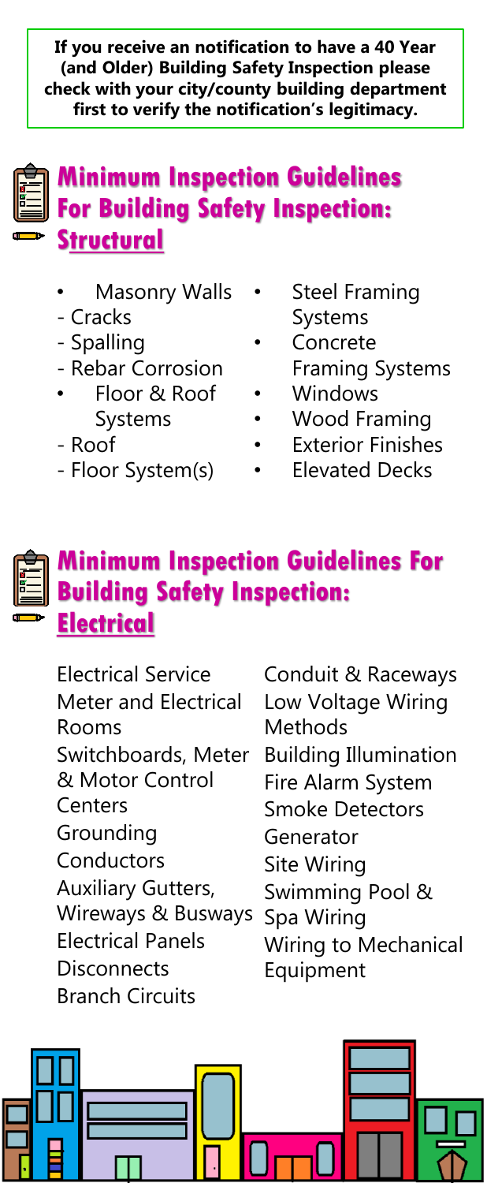**If you receive an notification to have a 40 Year (and Older) Building Safety Inspection please check with your city/county building department first to verify the notification's legitimacy.**

## Minimum Inspection Guidelines For Building Safety Inspection: Structural

- Masonry Walls
  - Cracks
  - Spalling
  - Rebar Corrosion
- Floor & Roof Systems
  - Roof
  - Floor System(s)
- Steel Framing Systems
- Concrete Framing Systems
- Windows
- Wood Framing
- Exterior Finishes
- Elevated Decks

## Minimum Inspection Guidelines For Building Safety Inspection: Electrical

Electrical Service
Meter and Electrical Rooms
Switchboards, Meter & Motor Control Centers
Grounding
Conductors
Auxiliary Gutters, Wireways & Busways
Electrical Panels
Disconnects
Branch Circuits
Conduit & Raceways
Low Voltage Wiring Methods
Building Illumination
Fire Alarm System
Smoke Detectors
Generator
Site Wiring
Swimming Pool & Spa Wiring
Wiring to Mechanical Equipment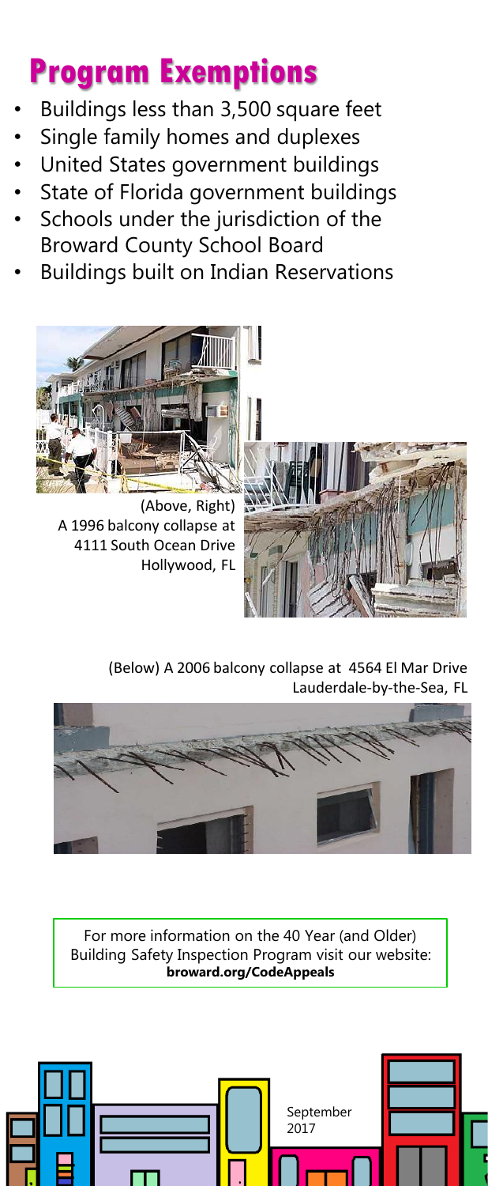## Program Exemptions

- Buildings less than 3,500 square feet
- Single family homes and duplexes
- United States government buildings
- State of Florida government buildings
- Schools under the jurisdiction of the Broward County School Board
- Buildings built on Indian Reservations

(Above, Right) A 1996 balcony collapse at 4111 South Ocean Drive Hollywood, FL

(Below) A 2006 balcony collapse at 4564 El Mar Drive Lauderdale-by-the-Sea, FL

For more information on the 40 Year (and Older) Building Safety Inspection Program visit our website: **broward.org/CodeAppeals**

September 2017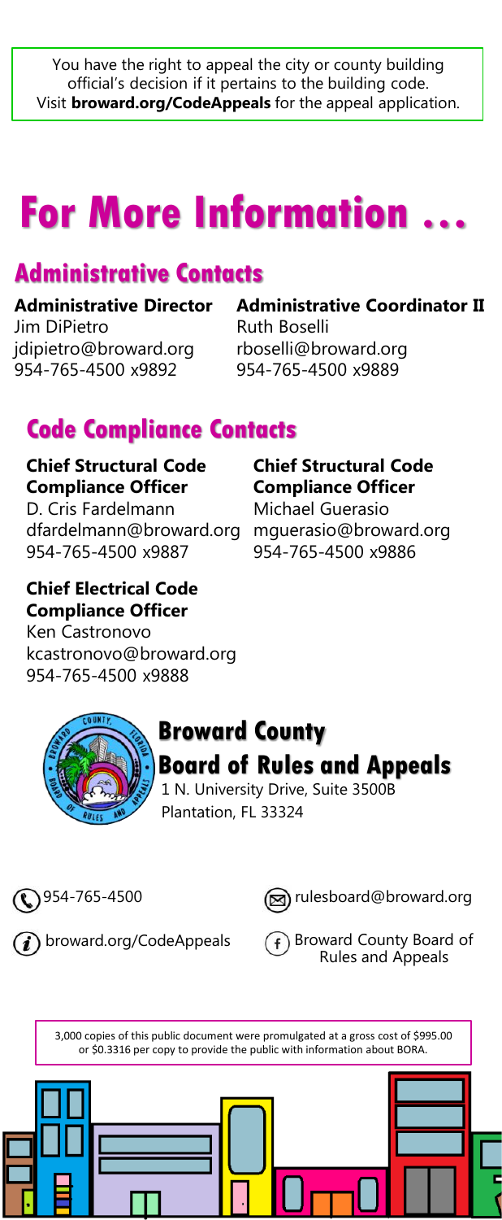You have the right to appeal the city or county building official's decision if it pertains to the building code. Visit **broward.org/CodeAppeals** for the appeal application.

# For More Information ...

## Administrative Contacts

**Administrative Director**
Jim DiPietro
jdipietro@broward.org
954-765-4500 x9892

**Administrative Coordinator II**
Ruth Boselli
rboselli@broward.org
954-765-4500 x9889

## Code Compliance Contacts

**Chief Structural Code Compliance Officer**
D. Cris Fardelmann
dfardelmann@broward.org
954-765-4500 x9887

**Chief Structural Code Compliance Officer**
Michael Guerasio
mguerasio@broward.org
954-765-4500 x9886

**Chief Electrical Code Compliance Officer**
Ken Castronovo
kcastronovo@broward.org
954-765-4500 x9888

## Broward County Board of Rules and Appeals

1 N. University Drive, Suite 3500B
Plantation, FL 33324

954-765-4500

rulesboard@broward.org

broward.org/CodeAppeals

Broward County Board of Rules and Appeals

3,000 copies of this public document were promulgated at a gross cost of $995.00 or $0.3316 per copy to provide the public with information about BORA.